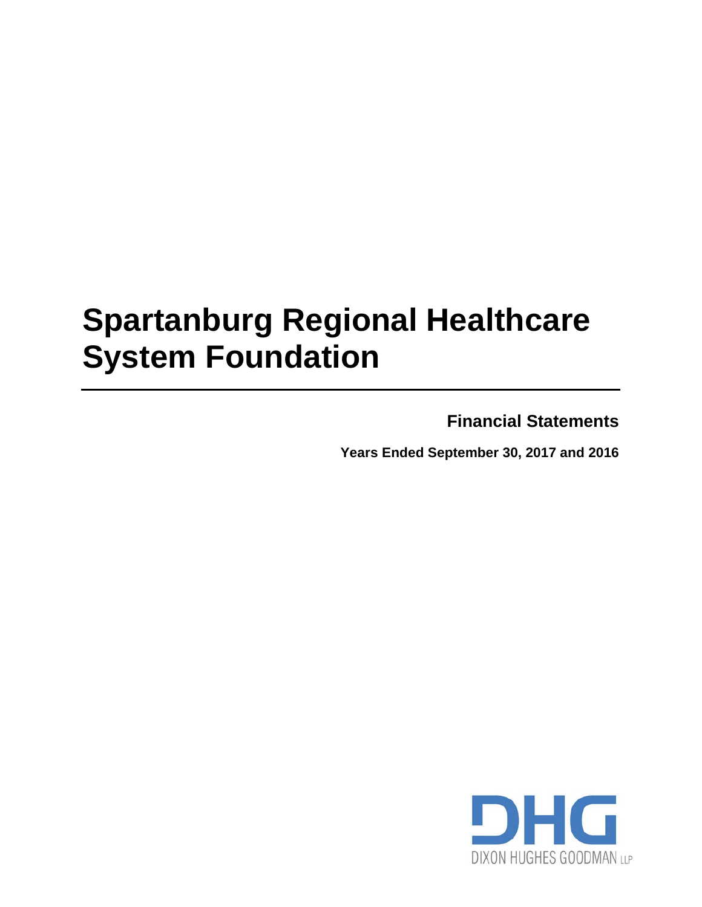# Spartanburg Regional Healthcare System Foundation

**Financial Statements**

**Years Ended September 30, 2017 and 2016**

DHG

DIXON HUGHES GOODMAN LLP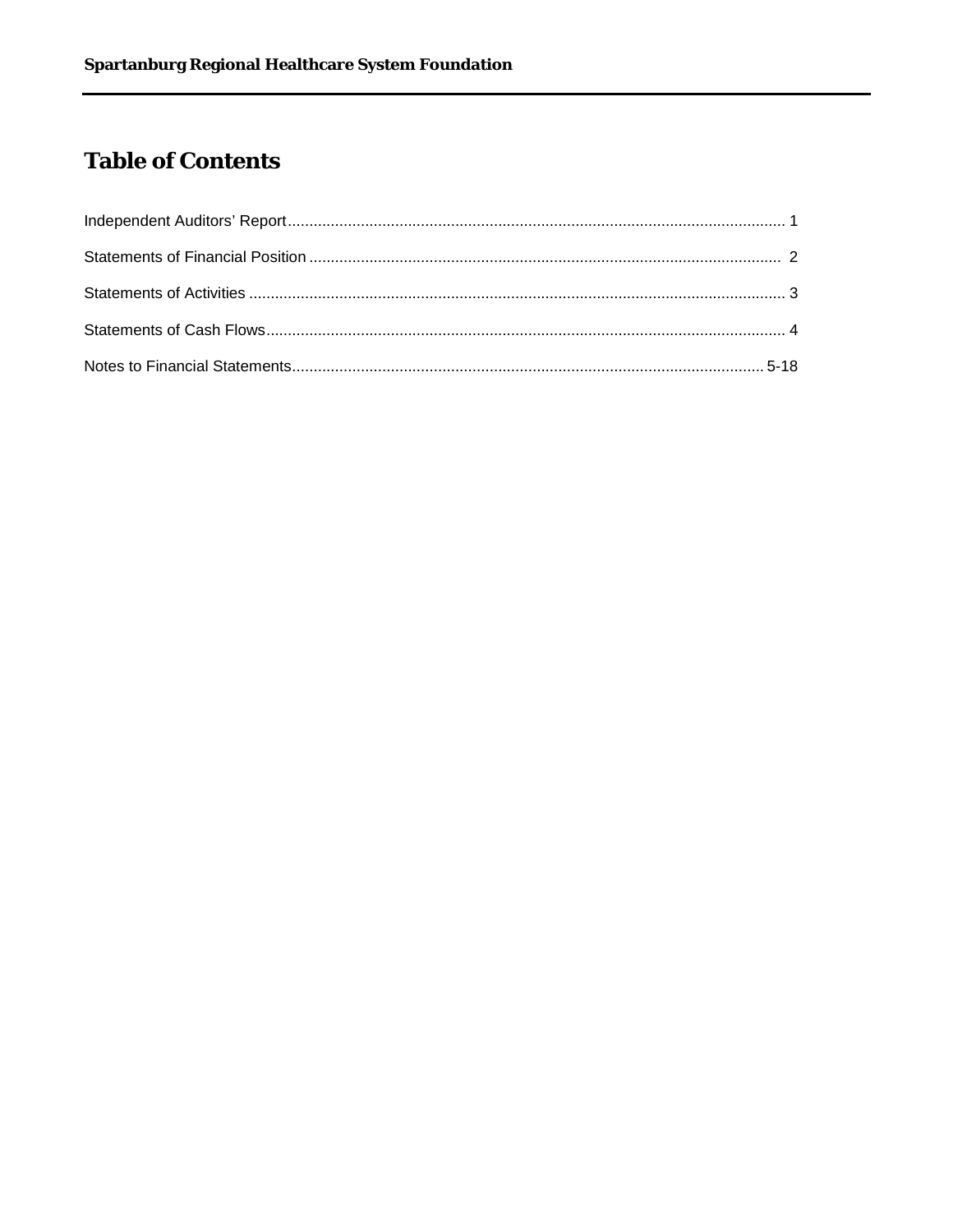# Table of Contents

| | |
|---|---|
| Independent Auditors' Report | 1 |
| Statements of Financial Position | 2 |
| Statements of Activities | 3 |
| Statements of Cash Flows | 4 |
| Notes to Financial Statements | 5-18 |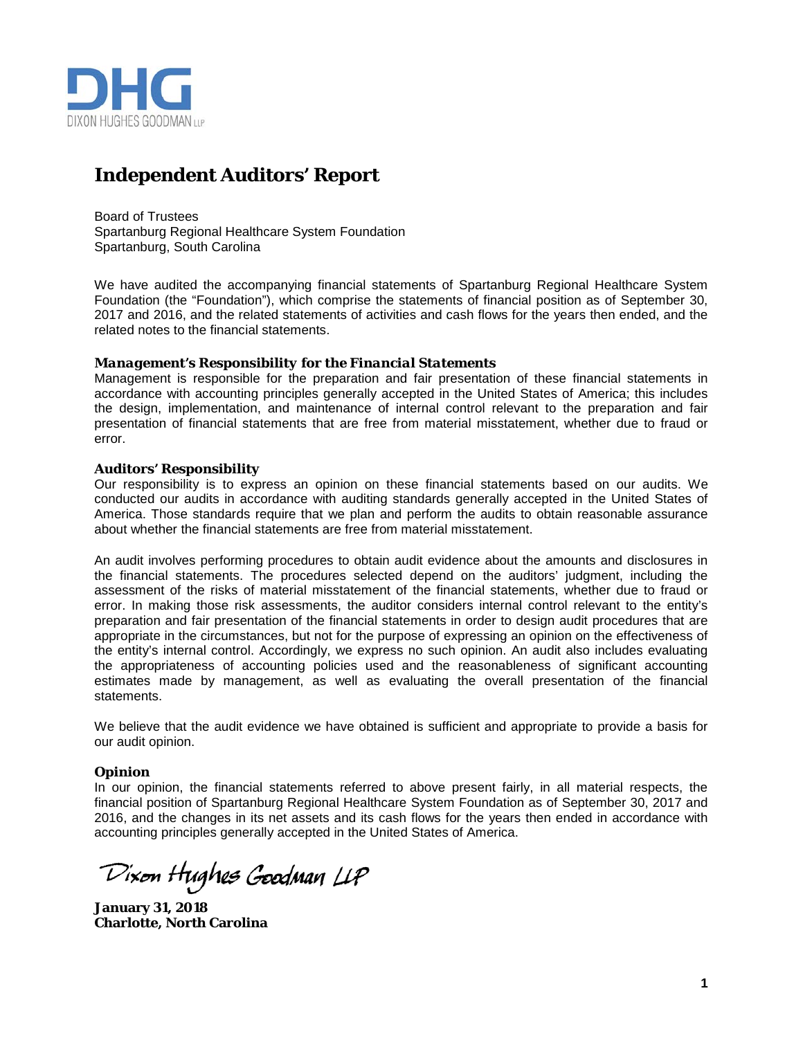DHG
DIXON HUGHES GOODMAN LLP

# Independent Auditors' Report

Board of Trustees
Spartanburg Regional Healthcare System Foundation
Spartanburg, South Carolina

We have audited the accompanying financial statements of Spartanburg Regional Healthcare System Foundation (the "Foundation"), which comprise the statements of financial position as of September 30, 2017 and 2016, and the related statements of activities and cash flows for the years then ended, and the related notes to the financial statements.

### *Management's Responsibility for the Financial Statements*

Management is responsible for the preparation and fair presentation of these financial statements in accordance with accounting principles generally accepted in the United States of America; this includes the design, implementation, and maintenance of internal control relevant to the preparation and fair presentation of financial statements that are free from material misstatement, whether due to fraud or error.

### Auditors' Responsibility

Our responsibility is to express an opinion on these financial statements based on our audits. We conducted our audits in accordance with auditing standards generally accepted in the United States of America. Those standards require that we plan and perform the audits to obtain reasonable assurance about whether the financial statements are free from material misstatement.

An audit involves performing procedures to obtain audit evidence about the amounts and disclosures in the financial statements. The procedures selected depend on the auditors' judgment, including the assessment of the risks of material misstatement of the financial statements, whether due to fraud or error. In making those risk assessments, the auditor considers internal control relevant to the entity's preparation and fair presentation of the financial statements in order to design audit procedures that are appropriate in the circumstances, but not for the purpose of expressing an opinion on the effectiveness of the entity's internal control. Accordingly, we express no such opinion. An audit also includes evaluating the appropriateness of accounting policies used and the reasonableness of significant accounting estimates made by management, as well as evaluating the overall presentation of the financial statements.

We believe that the audit evidence we have obtained is sufficient and appropriate to provide a basis for our audit opinion.

### Opinion

In our opinion, the financial statements referred to above present fairly, in all material respects, the financial position of Spartanburg Regional Healthcare System Foundation as of September 30, 2017 and 2016, and the changes in its net assets and its cash flows for the years then ended in accordance with accounting principles generally accepted in the United States of America.

*Dixon Hughes Goodman LLP*

**January 31, 2018**
**Charlotte, North Carolina**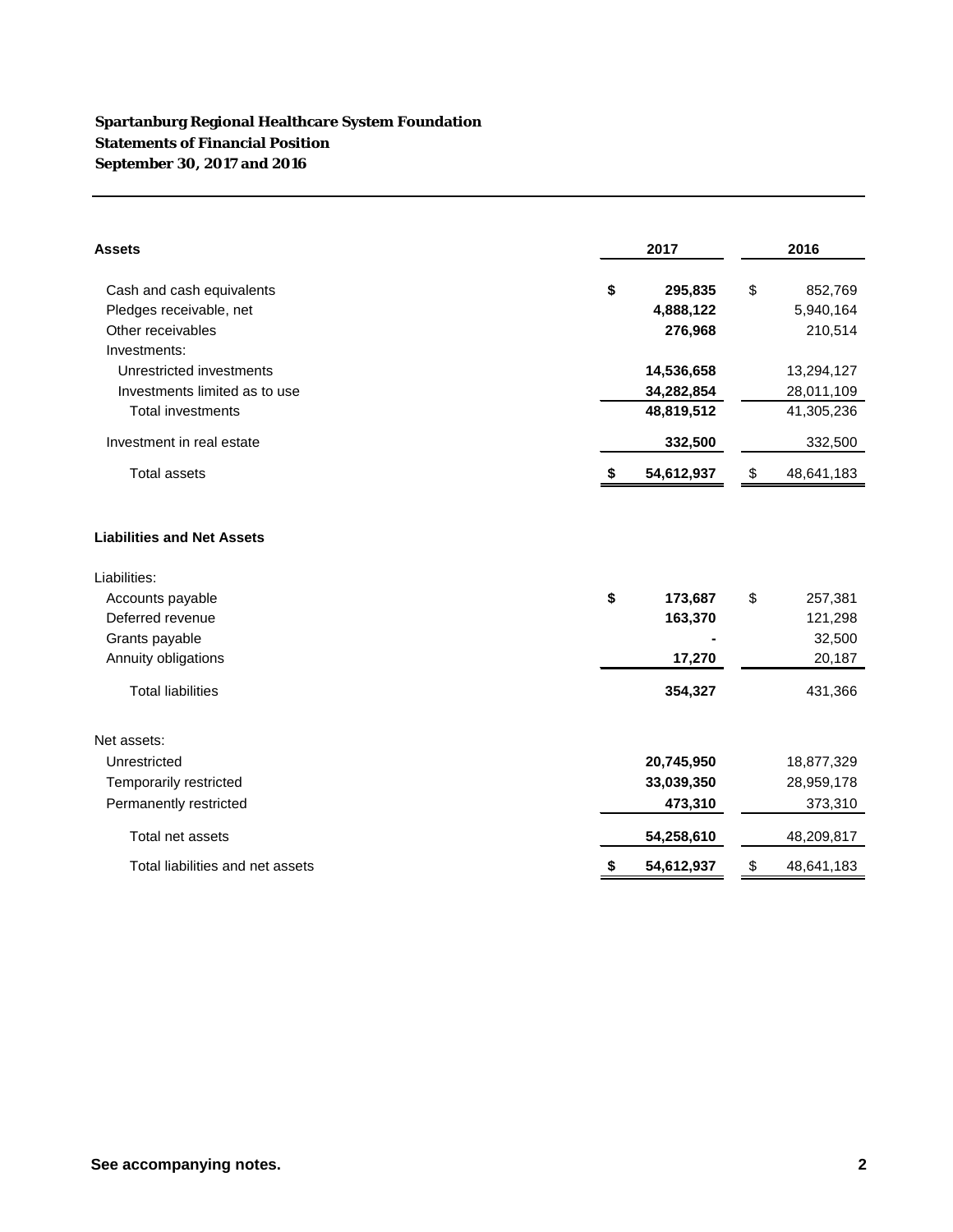**Spartanburg Regional Healthcare System Foundation**
**Statements of Financial Position**
**September 30, 2017 and 2016**

| **Assets** | **2017** | **2016** |
|---|---|---|
| Cash and cash equivalents | **$ 295,835** | $ 852,769 |
| Pledges receivable, net | **4,888,122** | 5,940,164 |
| Other receivables | **276,968** | 210,514 |
| Investments: | | |
| Unrestricted investments | **14,536,658** | 13,294,127 |
| Investments limited as to use | **34,282,854** | 28,011,109 |
| Total investments | **48,819,512** | 41,305,236 |
| Investment in real estate | **332,500** | 332,500 |
| Total assets | **$ 54,612,937** | $ 48,641,183 |
| | | |
| **Liabilities and Net Assets** | | |
| Liabilities: | | |
| Accounts payable | **$ 173,687** | $ 257,381 |
| Deferred revenue | **163,370** | 121,298 |
| Grants payable | **-** | 32,500 |
| Annuity obligations | **17,270** | 20,187 |
| Total liabilities | **354,327** | 431,366 |
| Net assets: | | |
| Unrestricted | **20,745,950** | 18,877,329 |
| Temporarily restricted | **33,039,350** | 28,959,178 |
| Permanently restricted | **473,310** | 373,310 |
| Total net assets | **54,258,610** | 48,209,817 |
| Total liabilities and net assets | **$ 54,612,937** | $ 48,641,183 |

**See accompanying notes.**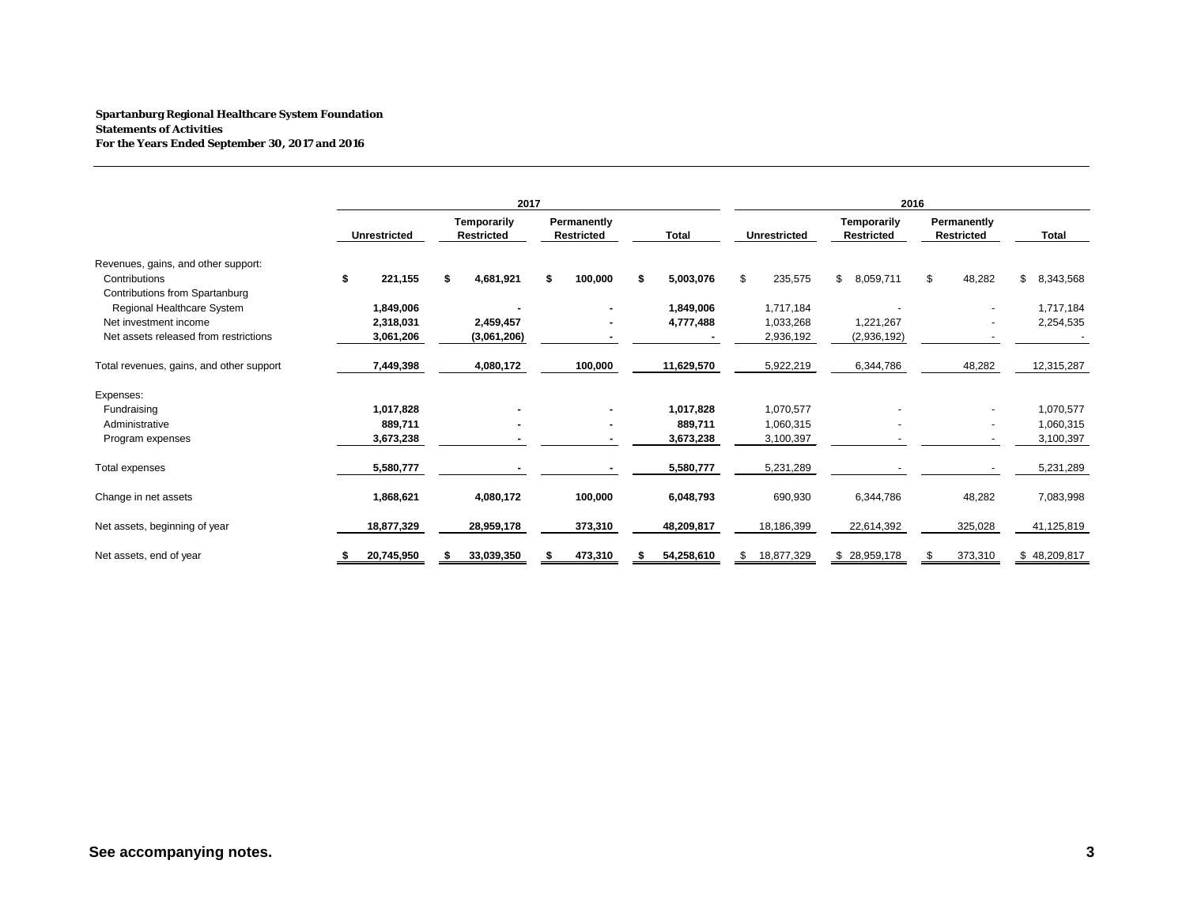**Spartanburg Regional Healthcare System Foundation**
**Statements of Activities**
**For the Years Ended September 30, 2017 and 2016**

| | 2017 | | | | 2016 | | | |
|---|---|---|---|---|---|---|---|---|
| | Unrestricted | Temporarily Restricted | Permanently Restricted | Total | Unrestricted | Temporarily Restricted | Permanently Restricted | Total |
| Revenues, gains, and other support: | | | | | | | | |
| Contributions | $ 221,155 | $ 4,681,921 | $ 100,000 | $ 5,003,076 | $ 235,575 | $ 8,059,711 | $ 48,282 | $ 8,343,568 |
| Contributions from Spartanburg Regional Healthcare System | 1,849,006 | - | - | 1,849,006 | 1,717,184 | - | - | 1,717,184 |
| Net investment income | 2,318,031 | 2,459,457 | - | 4,777,488 | 1,033,268 | 1,221,267 | - | 2,254,535 |
| Net assets released from restrictions | 3,061,206 | (3,061,206) | - | - | 2,936,192 | (2,936,192) | - | - |
| Total revenues, gains, and other support | 7,449,398 | 4,080,172 | 100,000 | 11,629,570 | 5,922,219 | 6,344,786 | 48,282 | 12,315,287 |
| Expenses: | | | | | | | | |
| Fundraising | 1,017,828 | - | - | 1,017,828 | 1,070,577 | - | - | 1,070,577 |
| Administrative | 889,711 | - | - | 889,711 | 1,060,315 | - | - | 1,060,315 |
| Program expenses | 3,673,238 | - | - | 3,673,238 | 3,100,397 | - | - | 3,100,397 |
| Total expenses | 5,580,777 | - | - | 5,580,777 | 5,231,289 | - | - | 5,231,289 |
| Change in net assets | 1,868,621 | 4,080,172 | 100,000 | 6,048,793 | 690,930 | 6,344,786 | 48,282 | 7,083,998 |
| Net assets, beginning of year | 18,877,329 | 28,959,178 | 373,310 | 48,209,817 | 18,186,399 | 22,614,392 | 325,028 | 41,125,819 |
| Net assets, end of year | $ 20,745,950 | $ 33,039,350 | $ 473,310 | $ 54,258,610 | $ 18,877,329 | $ 28,959,178 | $ 373,310 | $ 48,209,817 |

**See accompanying notes.**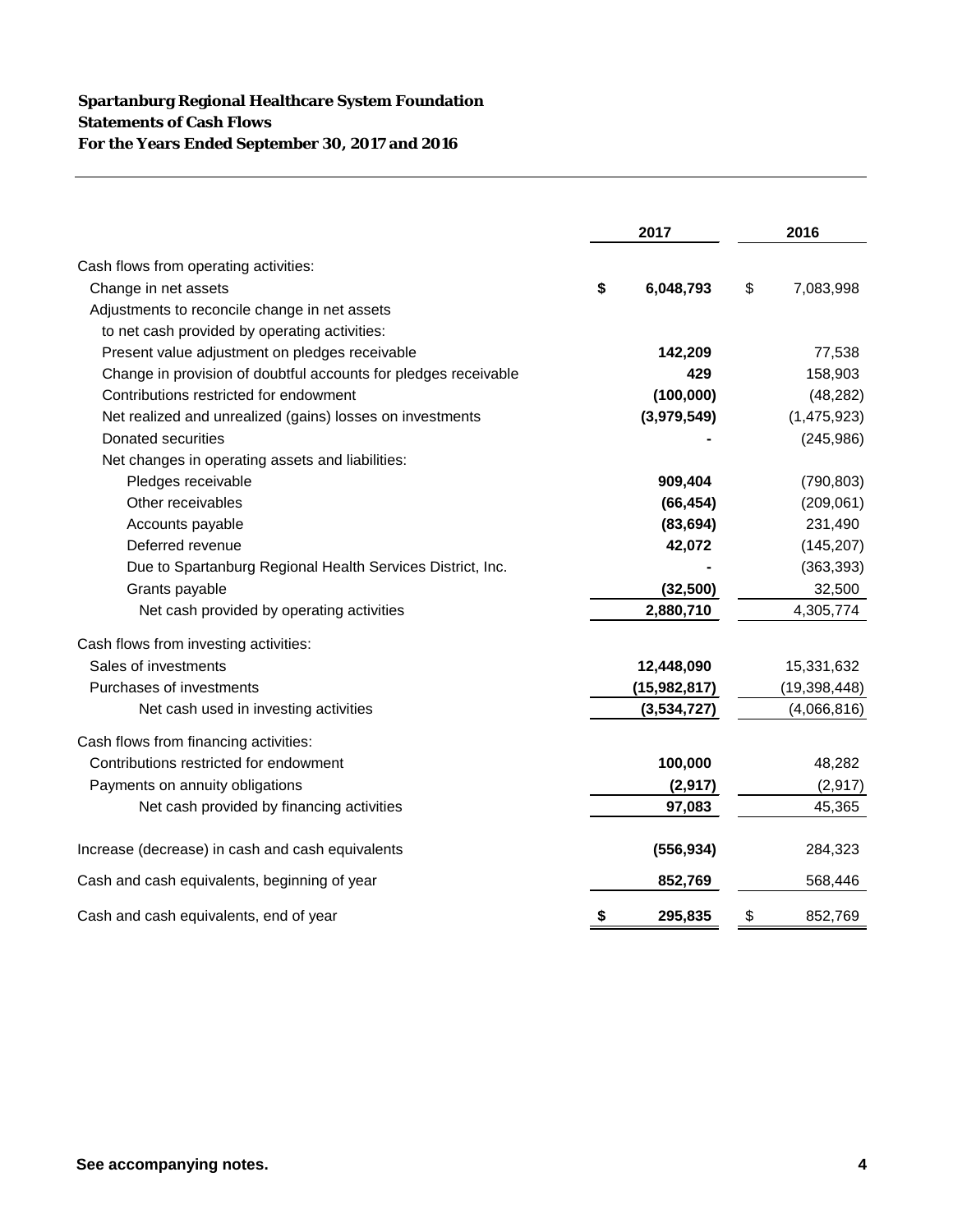**Spartanburg Regional Healthcare System Foundation**
**Statements of Cash Flows**
**For the Years Ended September 30, 2017 and 2016**

| | 2017 | 2016 |
|---|---|---|
| Cash flows from operating activities: | | |
| Change in net assets | **$ 6,048,793** | $ 7,083,998 |
| Adjustments to reconcile change in net assets to net cash provided by operating activities: | | |
| Present value adjustment on pledges receivable | **142,209** | 77,538 |
| Change in provision of doubtful accounts for pledges receivable | **429** | 158,903 |
| Contributions restricted for endowment | **(100,000)** | (48,282) |
| Net realized and unrealized (gains) losses on investments | **(3,979,549)** | (1,475,923) |
| Donated securities | **-** | (245,986) |
| Net changes in operating assets and liabilities: | | |
| Pledges receivable | **909,404** | (790,803) |
| Other receivables | **(66,454)** | (209,061) |
| Accounts payable | **(83,694)** | 231,490 |
| Deferred revenue | **42,072** | (145,207) |
| Due to Spartanburg Regional Health Services District, Inc. | **-** | (363,393) |
| Grants payable | **(32,500)** | 32,500 |
| Net cash provided by operating activities | **2,880,710** | 4,305,774 |
| Cash flows from investing activities: | | |
| Sales of investments | **12,448,090** | 15,331,632 |
| Purchases of investments | **(15,982,817)** | (19,398,448) |
| Net cash used in investing activities | **(3,534,727)** | (4,066,816) |
| Cash flows from financing activities: | | |
| Contributions restricted for endowment | **100,000** | 48,282 |
| Payments on annuity obligations | **(2,917)** | (2,917) |
| Net cash provided by financing activities | **97,083** | 45,365 |
| Increase (decrease) in cash and cash equivalents | **(556,934)** | 284,323 |
| Cash and cash equivalents, beginning of year | **852,769** | 568,446 |
| Cash and cash equivalents, end of year | **$ 295,835** | $ 852,769 |

**See accompanying notes.**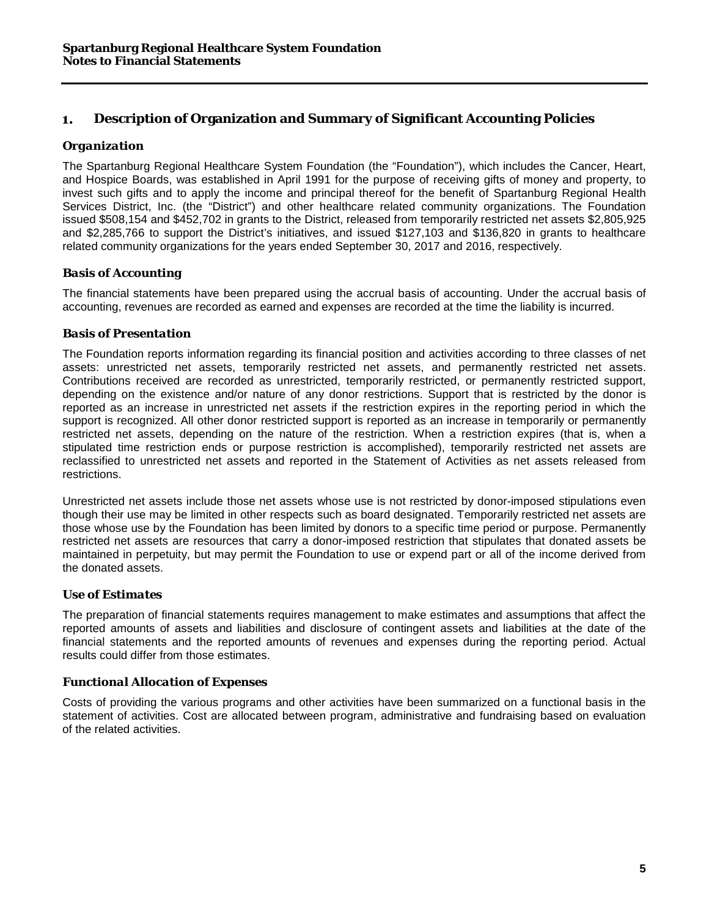## 1. Description of Organization and Summary of Significant Accounting Policies

### *Organization*

The Spartanburg Regional Healthcare System Foundation (the "Foundation"), which includes the Cancer, Heart, and Hospice Boards, was established in April 1991 for the purpose of receiving gifts of money and property, to invest such gifts and to apply the income and principal thereof for the benefit of Spartanburg Regional Health Services District, Inc. (the "District") and other healthcare related community organizations. The Foundation issued $508,154 and $452,702 in grants to the District, released from temporarily restricted net assets $2,805,925 and $2,285,766 to support the District's initiatives, and issued $127,103 and $136,820 in grants to healthcare related community organizations for the years ended September 30, 2017 and 2016, respectively.

### *Basis of Accounting*

The financial statements have been prepared using the accrual basis of accounting. Under the accrual basis of accounting, revenues are recorded as earned and expenses are recorded at the time the liability is incurred.

### *Basis of Presentation*

The Foundation reports information regarding its financial position and activities according to three classes of net assets: unrestricted net assets, temporarily restricted net assets, and permanently restricted net assets. Contributions received are recorded as unrestricted, temporarily restricted, or permanently restricted support, depending on the existence and/or nature of any donor restrictions. Support that is restricted by the donor is reported as an increase in unrestricted net assets if the restriction expires in the reporting period in which the support is recognized. All other donor restricted support is reported as an increase in temporarily or permanently restricted net assets, depending on the nature of the restriction. When a restriction expires (that is, when a stipulated time restriction ends or purpose restriction is accomplished), temporarily restricted net assets are reclassified to unrestricted net assets and reported in the Statement of Activities as net assets released from restrictions.

Unrestricted net assets include those net assets whose use is not restricted by donor-imposed stipulations even though their use may be limited in other respects such as board designated. Temporarily restricted net assets are those whose use by the Foundation has been limited by donors to a specific time period or purpose. Permanently restricted net assets are resources that carry a donor-imposed restriction that stipulates that donated assets be maintained in perpetuity, but may permit the Foundation to use or expend part or all of the income derived from the donated assets.

### *Use of Estimates*

The preparation of financial statements requires management to make estimates and assumptions that affect the reported amounts of assets and liabilities and disclosure of contingent assets and liabilities at the date of the financial statements and the reported amounts of revenues and expenses during the reporting period. Actual results could differ from those estimates.

### *Functional Allocation of Expenses*

Costs of providing the various programs and other activities have been summarized on a functional basis in the statement of activities. Cost are allocated between program, administrative and fundraising based on evaluation of the related activities.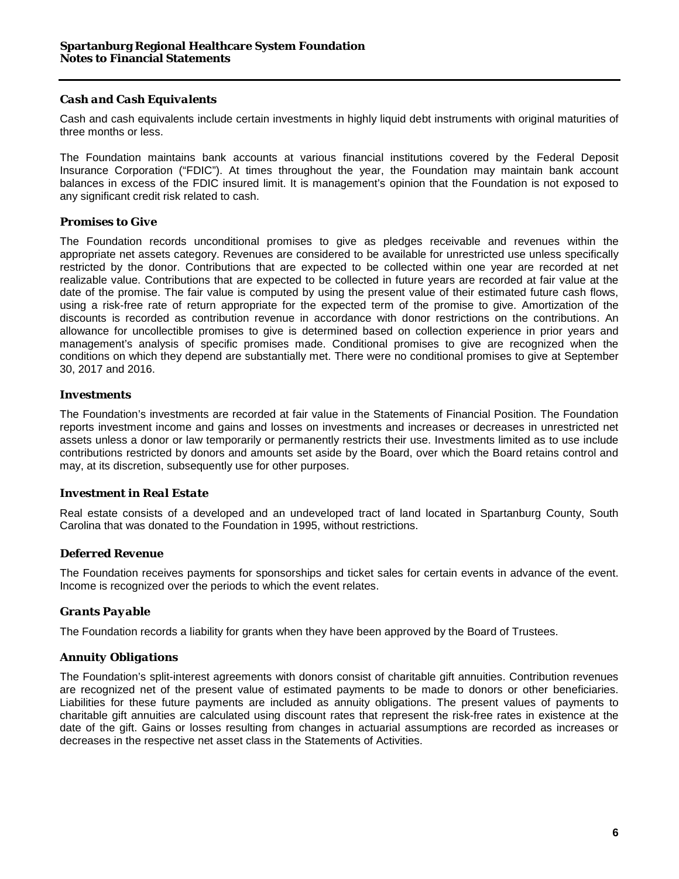### *Cash and Cash Equivalents*

Cash and cash equivalents include certain investments in highly liquid debt instruments with original maturities of three months or less.

The Foundation maintains bank accounts at various financial institutions covered by the Federal Deposit Insurance Corporation ("FDIC"). At times throughout the year, the Foundation may maintain bank account balances in excess of the FDIC insured limit. It is management's opinion that the Foundation is not exposed to any significant credit risk related to cash.

### *Promises to Give*

The Foundation records unconditional promises to give as pledges receivable and revenues within the appropriate net assets category. Revenues are considered to be available for unrestricted use unless specifically restricted by the donor. Contributions that are expected to be collected within one year are recorded at net realizable value. Contributions that are expected to be collected in future years are recorded at fair value at the date of the promise. The fair value is computed by using the present value of their estimated future cash flows, using a risk-free rate of return appropriate for the expected term of the promise to give. Amortization of the discounts is recorded as contribution revenue in accordance with donor restrictions on the contributions. An allowance for uncollectible promises to give is determined based on collection experience in prior years and management's analysis of specific promises made. Conditional promises to give are recognized when the conditions on which they depend are substantially met. There were no conditional promises to give at September 30, 2017 and 2016.

### *Investments*

The Foundation's investments are recorded at fair value in the Statements of Financial Position. The Foundation reports investment income and gains and losses on investments and increases or decreases in unrestricted net assets unless a donor or law temporarily or permanently restricts their use. Investments limited as to use include contributions restricted by donors and amounts set aside by the Board, over which the Board retains control and may, at its discretion, subsequently use for other purposes.

### *Investment in Real Estate*

Real estate consists of a developed and an undeveloped tract of land located in Spartanburg County, South Carolina that was donated to the Foundation in 1995, without restrictions.

### *Deferred Revenue*

The Foundation receives payments for sponsorships and ticket sales for certain events in advance of the event. Income is recognized over the periods to which the event relates.

### *Grants Payable*

The Foundation records a liability for grants when they have been approved by the Board of Trustees.

### *Annuity Obligations*

The Foundation's split-interest agreements with donors consist of charitable gift annuities. Contribution revenues are recognized net of the present value of estimated payments to be made to donors or other beneficiaries. Liabilities for these future payments are included as annuity obligations. The present values of payments to charitable gift annuities are calculated using discount rates that represent the risk-free rates in existence at the date of the gift. Gains or losses resulting from changes in actuarial assumptions are recorded as increases or decreases in the respective net asset class in the Statements of Activities.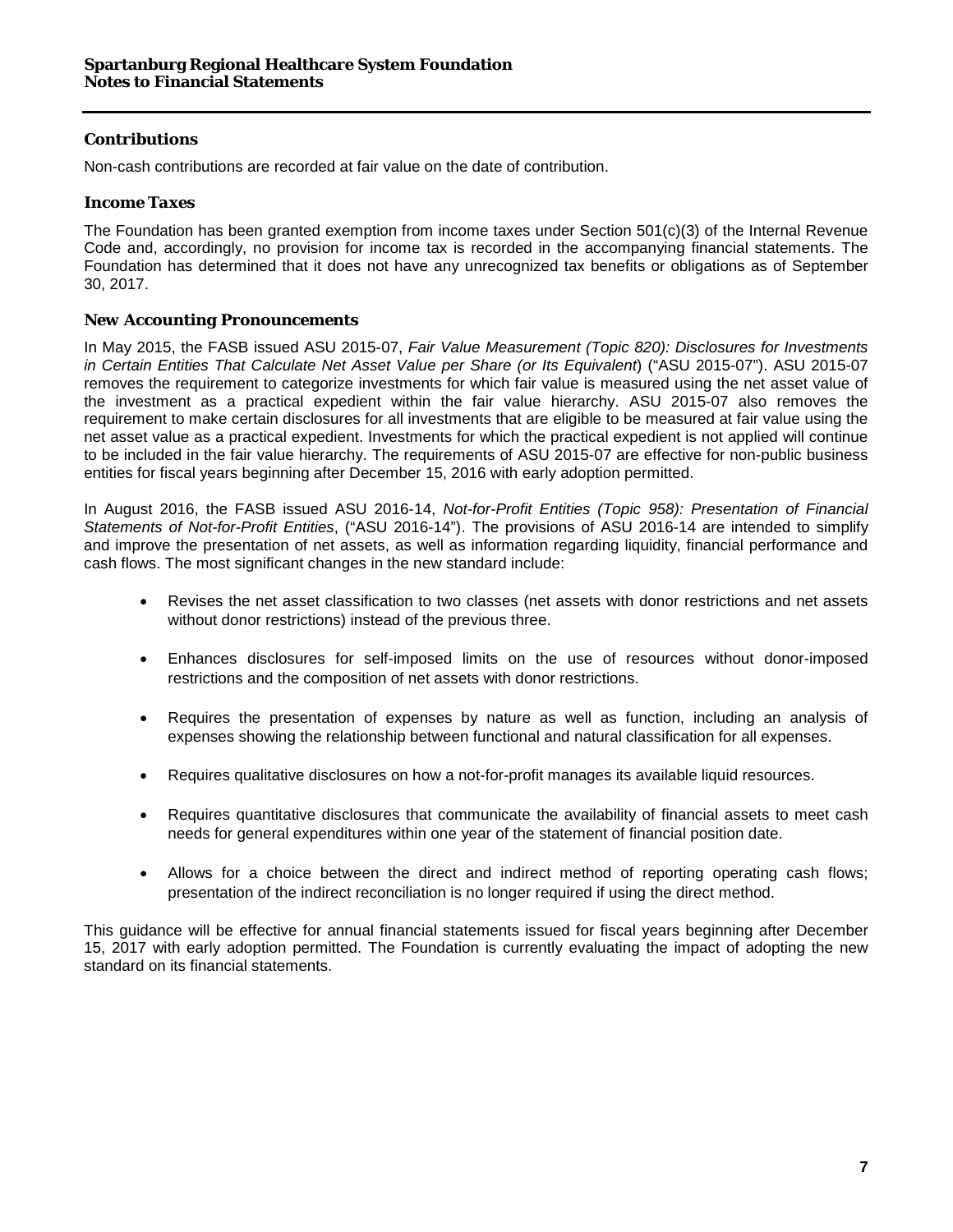### Contributions

Non-cash contributions are recorded at fair value on the date of contribution.

### Income Taxes

The Foundation has been granted exemption from income taxes under Section 501(c)(3) of the Internal Revenue Code and, accordingly, no provision for income tax is recorded in the accompanying financial statements. The Foundation has determined that it does not have any unrecognized tax benefits or obligations as of September 30, 2017.

### New Accounting Pronouncements

In May 2015, the FASB issued ASU 2015-07, *Fair Value Measurement (Topic 820): Disclosures for Investments in Certain Entities That Calculate Net Asset Value per Share (or Its Equivalent*) ("ASU 2015-07"). ASU 2015-07 removes the requirement to categorize investments for which fair value is measured using the net asset value of the investment as a practical expedient within the fair value hierarchy. ASU 2015-07 also removes the requirement to make certain disclosures for all investments that are eligible to be measured at fair value using the net asset value as a practical expedient. Investments for which the practical expedient is not applied will continue to be included in the fair value hierarchy. The requirements of ASU 2015-07 are effective for non-public business entities for fiscal years beginning after December 15, 2016 with early adoption permitted.

In August 2016, the FASB issued ASU 2016-14, *Not-for-Profit Entities (Topic 958): Presentation of Financial Statements of Not-for-Profit Entities*, ("ASU 2016-14"). The provisions of ASU 2016-14 are intended to simplify and improve the presentation of net assets, as well as information regarding liquidity, financial performance and cash flows. The most significant changes in the new standard include:

- Revises the net asset classification to two classes (net assets with donor restrictions and net assets without donor restrictions) instead of the previous three.
- Enhances disclosures for self-imposed limits on the use of resources without donor-imposed restrictions and the composition of net assets with donor restrictions.
- Requires the presentation of expenses by nature as well as function, including an analysis of expenses showing the relationship between functional and natural classification for all expenses.
- Requires qualitative disclosures on how a not-for-profit manages its available liquid resources.
- Requires quantitative disclosures that communicate the availability of financial assets to meet cash needs for general expenditures within one year of the statement of financial position date.
- Allows for a choice between the direct and indirect method of reporting operating cash flows; presentation of the indirect reconciliation is no longer required if using the direct method.

This guidance will be effective for annual financial statements issued for fiscal years beginning after December 15, 2017 with early adoption permitted. The Foundation is currently evaluating the impact of adopting the new standard on its financial statements.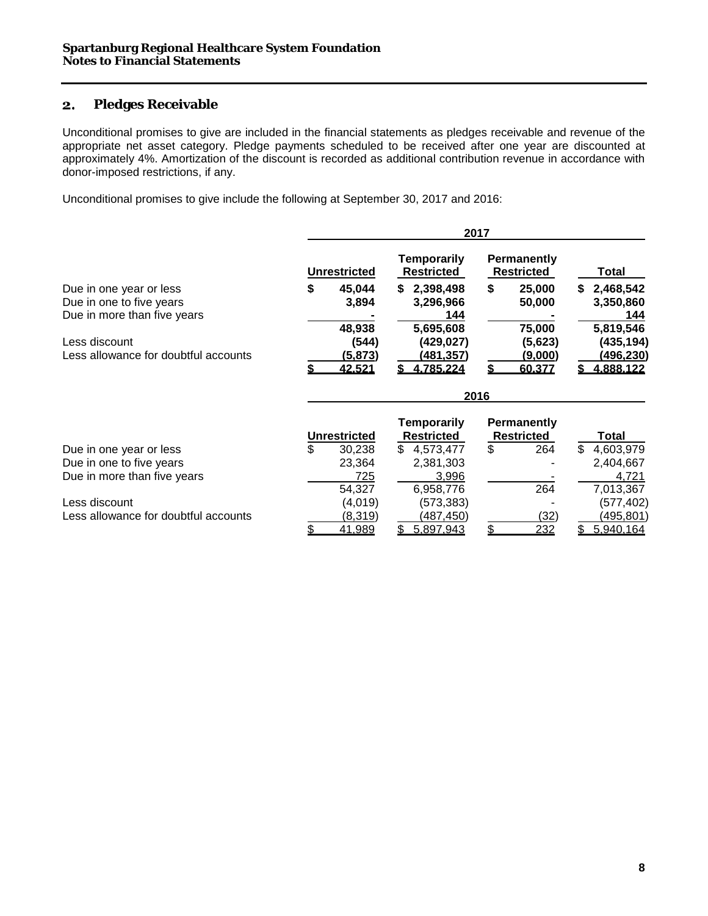## 2. Pledges Receivable

Unconditional promises to give are included in the financial statements as pledges receivable and revenue of the appropriate net asset category. Pledge payments scheduled to be received after one year are discounted at approximately 4%. Amortization of the discount is recorded as additional contribution revenue in accordance with donor-imposed restrictions, if any.

Unconditional promises to give include the following at September 30, 2017 and 2016:

| | 2017 | | | |
|---|---|---|---|---|
| | **Unrestricted** | **Temporarily Restricted** | **Permanently Restricted** | **Total** |
| Due in one year or less | **$ 45,044** | **$ 2,398,498** | **$ 25,000** | **$ 2,468,542** |
| Due in one to five years | **3,894** | **3,296,966** | **50,000** | **3,350,860** |
| Due in more than five years | **-** | **144** | **-** | **144** |
| | **48,938** | **5,695,608** | **75,000** | **5,819,546** |
| Less discount | **(544)** | **(429,027)** | **(5,623)** | **(435,194)** |
| Less allowance for doubtful accounts | **(5,873)** | **(481,357)** | **(9,000)** | **(496,230)** |
| | **$ 42,521** | **$ 4,785,224** | **$ 60,377** | **$ 4,888,122** |

| | 2016 | | | |
|---|---|---|---|---|
| | **Unrestricted** | **Temporarily Restricted** | **Permanently Restricted** | **Total** |
| Due in one year or less | $ 30,238 | $ 4,573,477 | $ 264 | $ 4,603,979 |
| Due in one to five years | 23,364 | 2,381,303 | - | 2,404,667 |
| Due in more than five years | 725 | 3,996 | - | 4,721 |
| | 54,327 | 6,958,776 | 264 | 7,013,367 |
| Less discount | (4,019) | (573,383) | - | (577,402) |
| Less allowance for doubtful accounts | (8,319) | (487,450) | (32) | (495,801) |
| | $ 41,989 | $ 5,897,943 | $ 232 | $ 5,940,164 |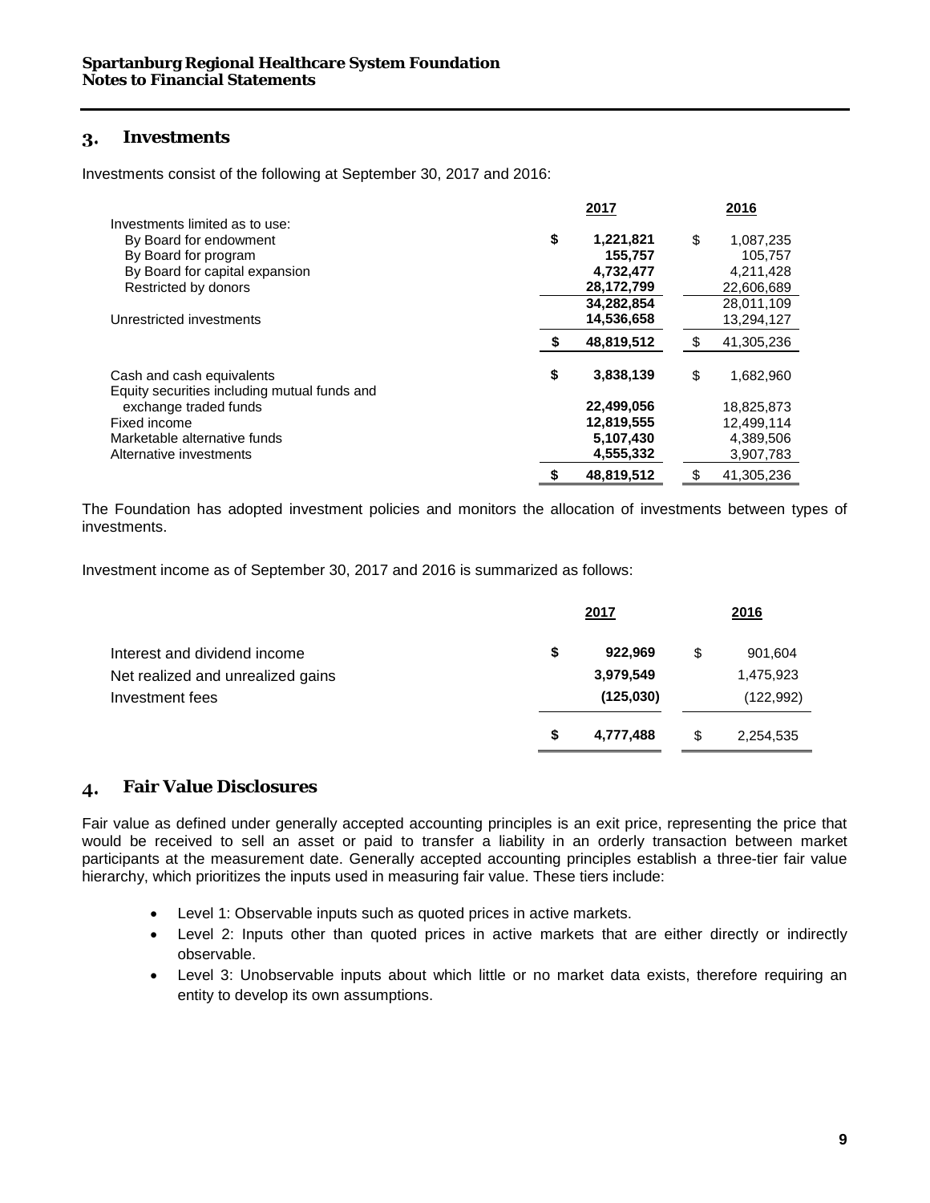## 3. Investments

Investments consist of the following at September 30, 2017 and 2016:

| | 2017 | 2016 |
|---|---|---|
| Investments limited as to use: | | |
| By Board for endowment | $ 1,221,821 | $ 1,087,235 |
| By Board for program | 155,757 | 105,757 |
| By Board for capital expansion | 4,732,477 | 4,211,428 |
| Restricted by donors | 28,172,799 | 22,606,689 |
| | 34,282,854 | 28,011,109 |
| Unrestricted investments | 14,536,658 | 13,294,127 |
| | $ 48,819,512 | $ 41,305,236 |
| Cash and cash equivalents | $ 3,838,139 | $ 1,682,960 |
| Equity securities including mutual funds and exchange traded funds | 22,499,056 | 18,825,873 |
| Fixed income | 12,819,555 | 12,499,114 |
| Marketable alternative funds | 5,107,430 | 4,389,506 |
| Alternative investments | 4,555,332 | 3,907,783 |
| | $ 48,819,512 | $ 41,305,236 |

The Foundation has adopted investment policies and monitors the allocation of investments between types of investments.

Investment income as of September 30, 2017 and 2016 is summarized as follows:

| | 2017 | 2016 |
|---|---|---|
| Interest and dividend income | $ 922,969 | $ 901,604 |
| Net realized and unrealized gains | 3,979,549 | 1,475,923 |
| Investment fees | (125,030) | (122,992) |
| | $ 4,777,488 | $ 2,254,535 |

## 4. Fair Value Disclosures

Fair value as defined under generally accepted accounting principles is an exit price, representing the price that would be received to sell an asset or paid to transfer a liability in an orderly transaction between market participants at the measurement date. Generally accepted accounting principles establish a three-tier fair value hierarchy, which prioritizes the inputs used in measuring fair value. These tiers include:

- Level 1: Observable inputs such as quoted prices in active markets.
- Level 2: Inputs other than quoted prices in active markets that are either directly or indirectly observable.
- Level 3: Unobservable inputs about which little or no market data exists, therefore requiring an entity to develop its own assumptions.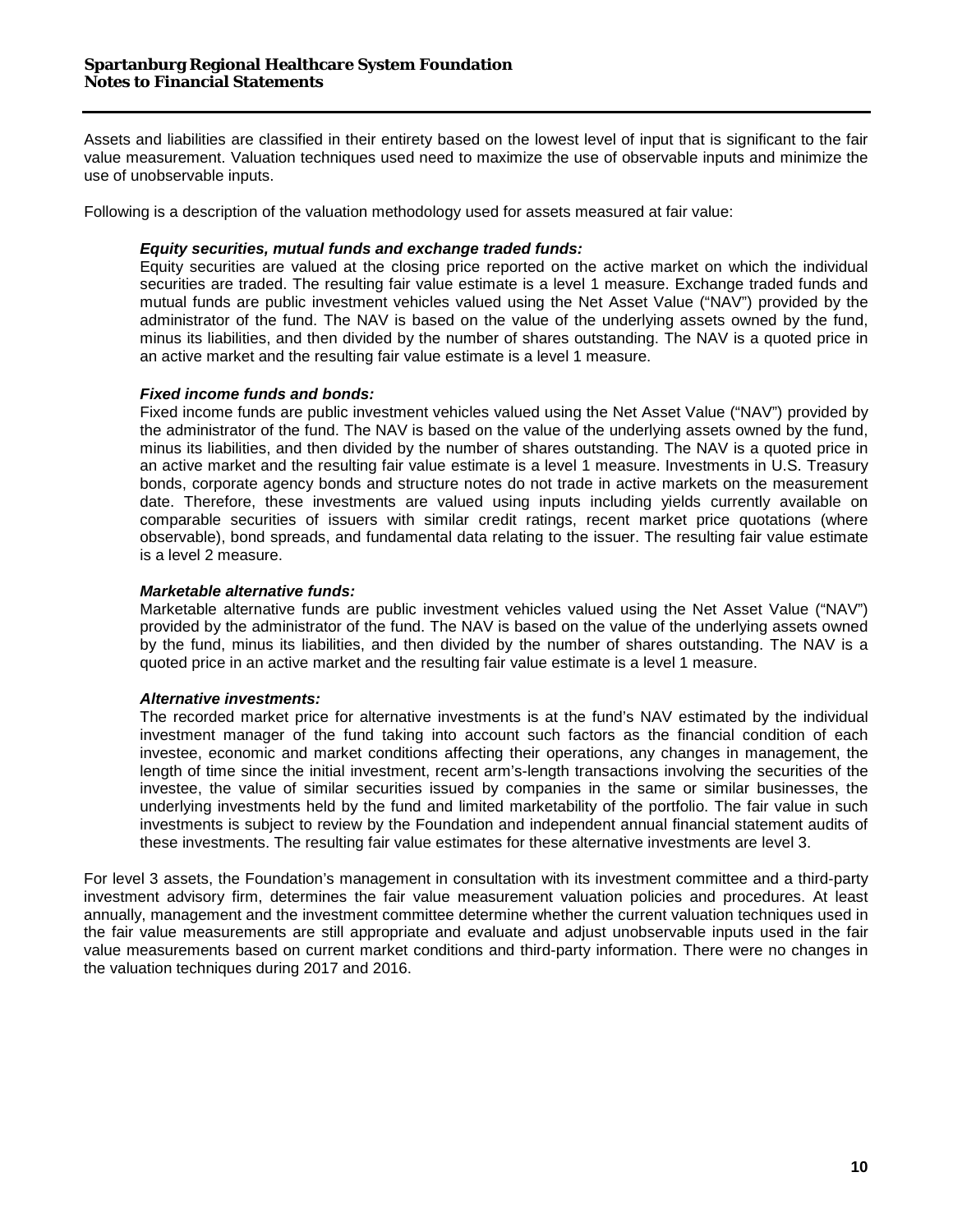Assets and liabilities are classified in their entirety based on the lowest level of input that is significant to the fair value measurement. Valuation techniques used need to maximize the use of observable inputs and minimize the use of unobservable inputs.

Following is a description of the valuation methodology used for assets measured at fair value:

***Equity securities, mutual funds and exchange traded funds:***
Equity securities are valued at the closing price reported on the active market on which the individual securities are traded. The resulting fair value estimate is a level 1 measure. Exchange traded funds and mutual funds are public investment vehicles valued using the Net Asset Value ("NAV") provided by the administrator of the fund. The NAV is based on the value of the underlying assets owned by the fund, minus its liabilities, and then divided by the number of shares outstanding. The NAV is a quoted price in an active market and the resulting fair value estimate is a level 1 measure.

***Fixed income funds and bonds:***
Fixed income funds are public investment vehicles valued using the Net Asset Value ("NAV") provided by the administrator of the fund. The NAV is based on the value of the underlying assets owned by the fund, minus its liabilities, and then divided by the number of shares outstanding. The NAV is a quoted price in an active market and the resulting fair value estimate is a level 1 measure. Investments in U.S. Treasury bonds, corporate agency bonds and structure notes do not trade in active markets on the measurement date. Therefore, these investments are valued using inputs including yields currently available on comparable securities of issuers with similar credit ratings, recent market price quotations (where observable), bond spreads, and fundamental data relating to the issuer. The resulting fair value estimate is a level 2 measure.

***Marketable alternative funds:***
Marketable alternative funds are public investment vehicles valued using the Net Asset Value ("NAV") provided by the administrator of the fund. The NAV is based on the value of the underlying assets owned by the fund, minus its liabilities, and then divided by the number of shares outstanding. The NAV is a quoted price in an active market and the resulting fair value estimate is a level 1 measure.

***Alternative investments:***
The recorded market price for alternative investments is at the fund's NAV estimated by the individual investment manager of the fund taking into account such factors as the financial condition of each investee, economic and market conditions affecting their operations, any changes in management, the length of time since the initial investment, recent arm's-length transactions involving the securities of the investee, the value of similar securities issued by companies in the same or similar businesses, the underlying investments held by the fund and limited marketability of the portfolio. The fair value in such investments is subject to review by the Foundation and independent annual financial statement audits of these investments. The resulting fair value estimates for these alternative investments are level 3.

For level 3 assets, the Foundation's management in consultation with its investment committee and a third-party investment advisory firm, determines the fair value measurement valuation policies and procedures. At least annually, management and the investment committee determine whether the current valuation techniques used in the fair value measurements are still appropriate and evaluate and adjust unobservable inputs used in the fair value measurements based on current market conditions and third-party information. There were no changes in the valuation techniques during 2017 and 2016.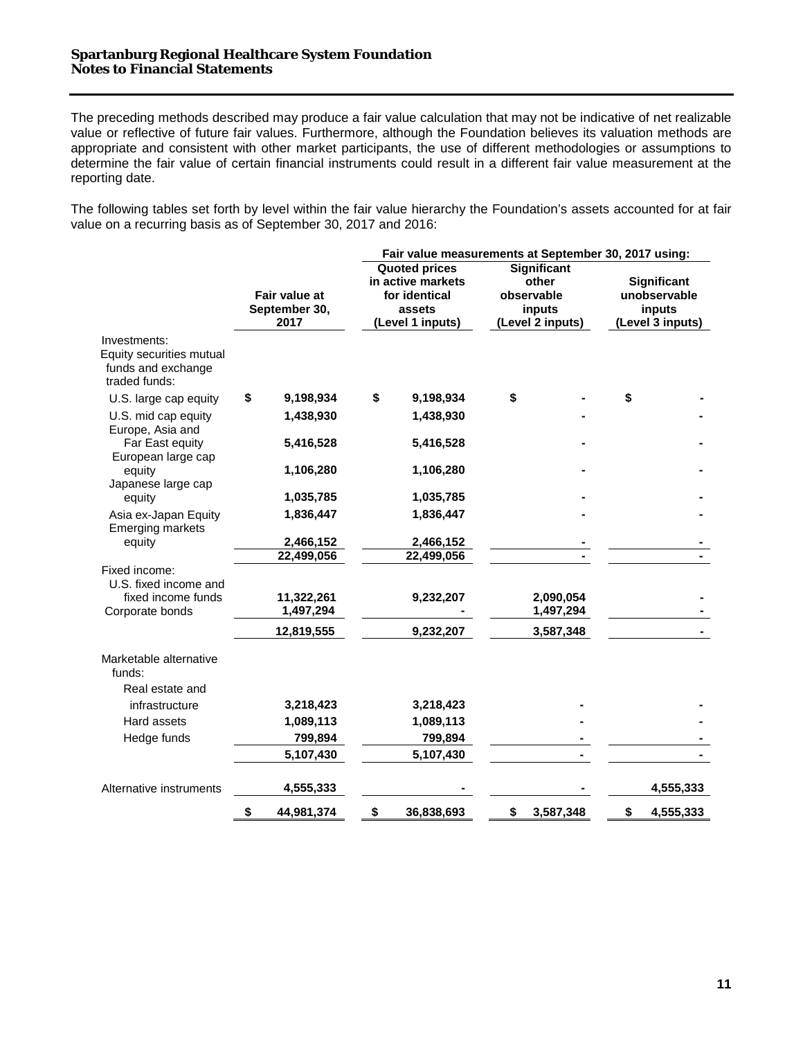The preceding methods described may produce a fair value calculation that may not be indicative of net realizable value or reflective of future fair values. Furthermore, although the Foundation believes its valuation methods are appropriate and consistent with other market participants, the use of different methodologies or assumptions to determine the fair value of certain financial instruments could result in a different fair value measurement at the reporting date.

The following tables set forth by level within the fair value hierarchy the Foundation's assets accounted for at fair value on a recurring basis as of September 30, 2017 and 2016:

| | Fair value at September 30, 2017 | Fair value measurements at September 30, 2017 using: | | |
|---|---|---|---|---|
| | | Quoted prices in active markets for identical assets (Level 1 inputs) | Significant other observable inputs (Level 2 inputs) | Significant unobservable inputs (Level 3 inputs) |
| Investments: | | | | |
| Equity securities mutual funds and exchange traded funds: | | | | |
| U.S. large cap equity | $ 9,198,934 | $ 9,198,934 | $ - | $ - |
| U.S. mid cap equity | 1,438,930 | 1,438,930 | - | - |
| Europe, Asia and Far East equity | 5,416,528 | 5,416,528 | - | - |
| European large cap equity | 1,106,280 | 1,106,280 | - | - |
| Japanese large cap equity | 1,035,785 | 1,035,785 | - | - |
| Asia ex-Japan Equity | 1,836,447 | 1,836,447 | - | - |
| Emerging markets equity | 2,466,152 | 2,466,152 | - | - |
| | 22,499,056 | 22,499,056 | - | - |
| Fixed income: | | | | |
| U.S. fixed income and fixed income funds | 11,322,261 | 9,232,207 | 2,090,054 | - |
| Corporate bonds | 1,497,294 | - | 1,497,294 | - |
| | 12,819,555 | 9,232,207 | 3,587,348 | - |
| Marketable alternative funds: | | | | |
| Real estate and infrastructure | 3,218,423 | 3,218,423 | - | - |
| Hard assets | 1,089,113 | 1,089,113 | - | - |
| Hedge funds | 799,894 | 799,894 | - | - |
| | 5,107,430 | 5,107,430 | - | - |
| Alternative instruments | 4,555,333 | - | - | 4,555,333 |
| | $ 44,981,374 | $ 36,838,693 | $ 3,587,348 | $ 4,555,333 |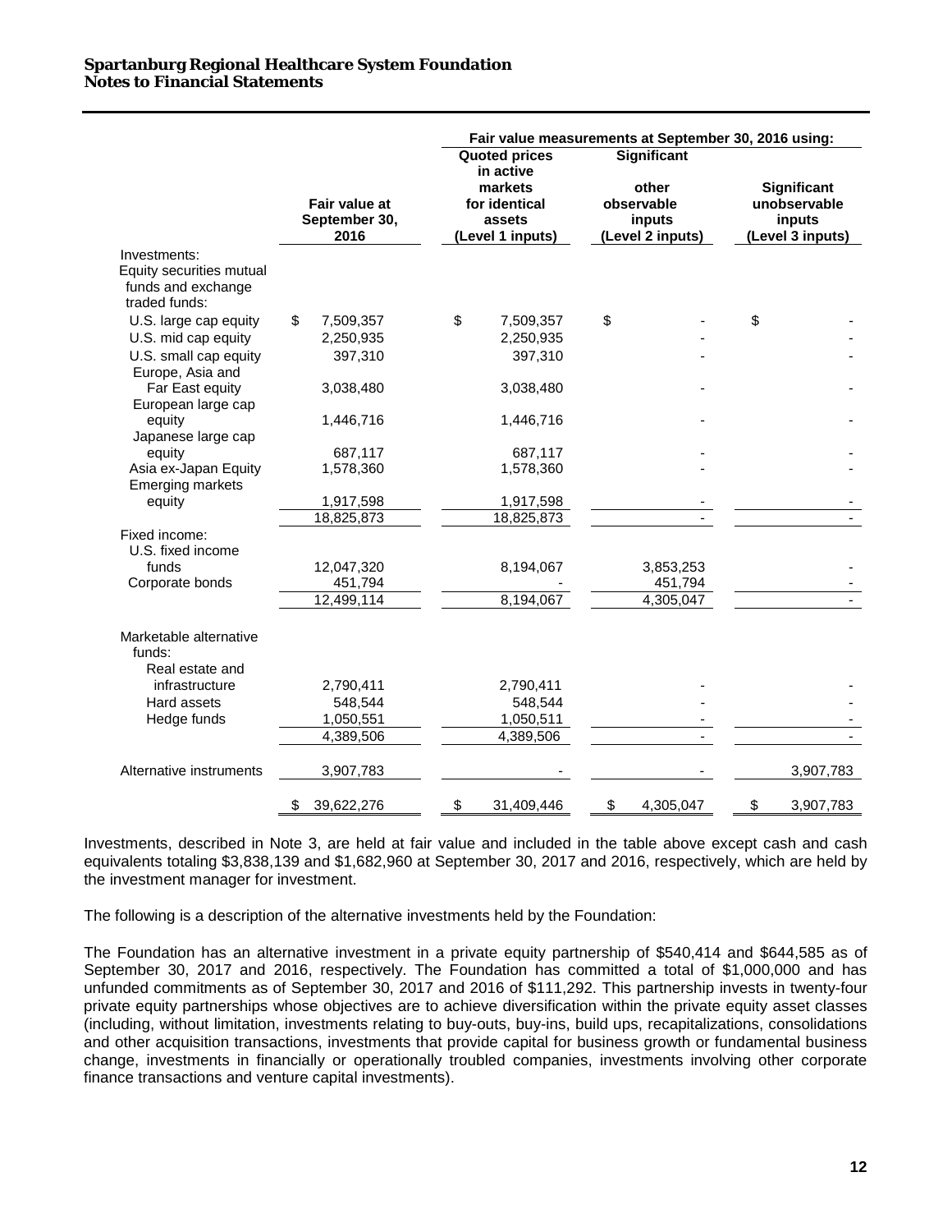| | Fair value at September 30, 2016 | Fair value measurements at September 30, 2016 using: | | |
|---|---|---|---|---|
| | | Quoted prices in active markets for identical assets (Level 1 inputs) | Significant other observable inputs (Level 2 inputs) | Significant unobservable inputs (Level 3 inputs) |
| Investments: | | | | |
| Equity securities mutual funds and exchange traded funds: | | | | |
| U.S. large cap equity | $ 7,509,357 | $ 7,509,357 | $ - | $ - |
| U.S. mid cap equity | 2,250,935 | 2,250,935 | - | - |
| U.S. small cap equity | 397,310 | 397,310 | - | - |
| Europe, Asia and Far East equity | 3,038,480 | 3,038,480 | - | - |
| European large cap equity | 1,446,716 | 1,446,716 | - | - |
| Japanese large cap equity | 687,117 | 687,117 | - | - |
| Asia ex-Japan Equity | 1,578,360 | 1,578,360 | - | - |
| Emerging markets equity | 1,917,598 | 1,917,598 | - | - |
| | 18,825,873 | 18,825,873 | - | - |
| Fixed income: | | | | |
| U.S. fixed income funds | 12,047,320 | 8,194,067 | 3,853,253 | - |
| Corporate bonds | 451,794 | - | 451,794 | - |
| | 12,499,114 | 8,194,067 | 4,305,047 | - |
| Marketable alternative funds: | | | | |
| Real estate and infrastructure | 2,790,411 | 2,790,411 | - | - |
| Hard assets | 548,544 | 548,544 | - | - |
| Hedge funds | 1,050,551 | 1,050,511 | - | - |
| | 4,389,506 | 4,389,506 | - | - |
| Alternative instruments | 3,907,783 | - | - | 3,907,783 |
| | $ 39,622,276 | $ 31,409,446 | $ 4,305,047 | $ 3,907,783 |

Investments, described in Note 3, are held at fair value and included in the table above except cash and cash equivalents totaling $3,838,139 and $1,682,960 at September 30, 2017 and 2016, respectively, which are held by the investment manager for investment.

The following is a description of the alternative investments held by the Foundation:

The Foundation has an alternative investment in a private equity partnership of $540,414 and $644,585 as of September 30, 2017 and 2016, respectively. The Foundation has committed a total of $1,000,000 and has unfunded commitments as of September 30, 2017 and 2016 of $111,292. This partnership invests in twenty-four private equity partnerships whose objectives are to achieve diversification within the private equity asset classes (including, without limitation, investments relating to buy-outs, buy-ins, build ups, recapitalizations, consolidations and other acquisition transactions, investments that provide capital for business growth or fundamental business change, investments in financially or operationally troubled companies, investments involving other corporate finance transactions and venture capital investments).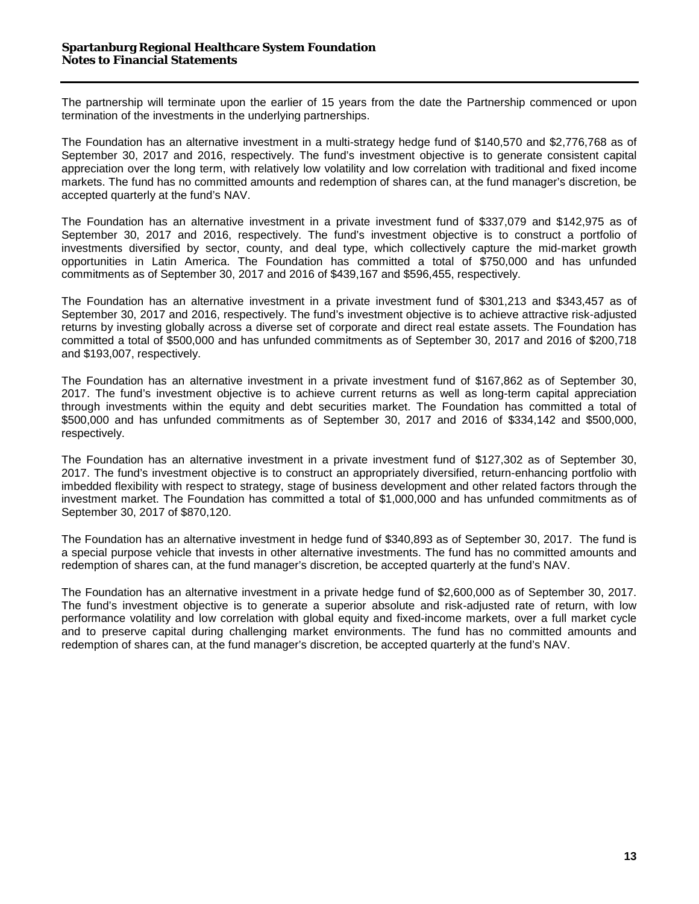The partnership will terminate upon the earlier of 15 years from the date the Partnership commenced or upon termination of the investments in the underlying partnerships.

The Foundation has an alternative investment in a multi-strategy hedge fund of $140,570 and $2,776,768 as of September 30, 2017 and 2016, respectively. The fund's investment objective is to generate consistent capital appreciation over the long term, with relatively low volatility and low correlation with traditional and fixed income markets. The fund has no committed amounts and redemption of shares can, at the fund manager's discretion, be accepted quarterly at the fund's NAV.

The Foundation has an alternative investment in a private investment fund of $337,079 and $142,975 as of September 30, 2017 and 2016, respectively. The fund's investment objective is to construct a portfolio of investments diversified by sector, county, and deal type, which collectively capture the mid-market growth opportunities in Latin America. The Foundation has committed a total of $750,000 and has unfunded commitments as of September 30, 2017 and 2016 of $439,167 and $596,455, respectively.

The Foundation has an alternative investment in a private investment fund of $301,213 and $343,457 as of September 30, 2017 and 2016, respectively. The fund's investment objective is to achieve attractive risk-adjusted returns by investing globally across a diverse set of corporate and direct real estate assets. The Foundation has committed a total of $500,000 and has unfunded commitments as of September 30, 2017 and 2016 of $200,718 and $193,007, respectively.

The Foundation has an alternative investment in a private investment fund of $167,862 as of September 30, 2017. The fund's investment objective is to achieve current returns as well as long-term capital appreciation through investments within the equity and debt securities market. The Foundation has committed a total of $500,000 and has unfunded commitments as of September 30, 2017 and 2016 of $334,142 and $500,000, respectively.

The Foundation has an alternative investment in a private investment fund of $127,302 as of September 30, 2017. The fund's investment objective is to construct an appropriately diversified, return-enhancing portfolio with imbedded flexibility with respect to strategy, stage of business development and other related factors through the investment market. The Foundation has committed a total of $1,000,000 and has unfunded commitments as of September 30, 2017 of $870,120.

The Foundation has an alternative investment in hedge fund of $340,893 as of September 30, 2017. The fund is a special purpose vehicle that invests in other alternative investments. The fund has no committed amounts and redemption of shares can, at the fund manager's discretion, be accepted quarterly at the fund's NAV.

The Foundation has an alternative investment in a private hedge fund of $2,600,000 as of September 30, 2017. The fund's investment objective is to generate a superior absolute and risk-adjusted rate of return, with low performance volatility and low correlation with global equity and fixed-income markets, over a full market cycle and to preserve capital during challenging market environments. The fund has no committed amounts and redemption of shares can, at the fund manager's discretion, be accepted quarterly at the fund's NAV.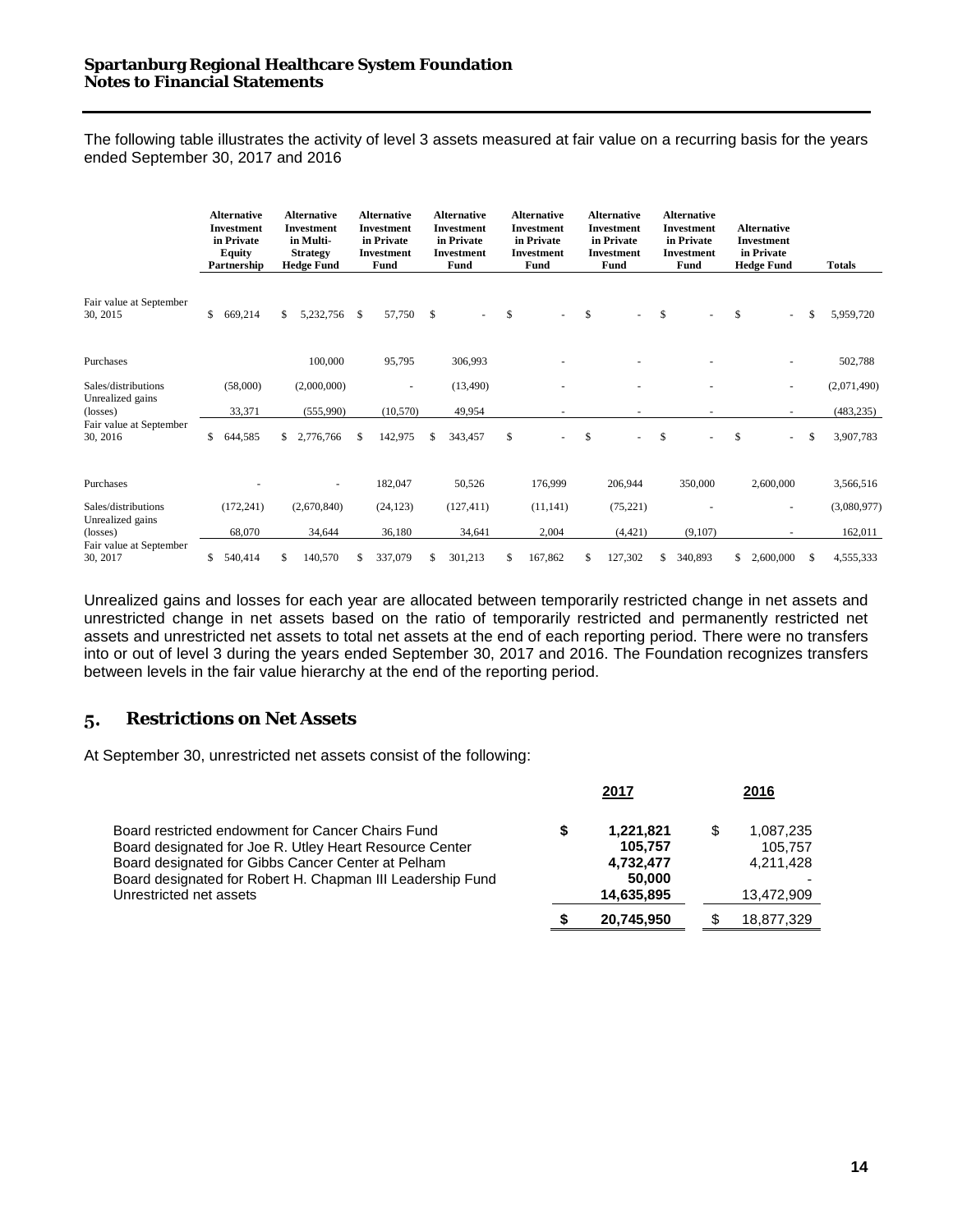The following table illustrates the activity of level 3 assets measured at fair value on a recurring basis for the years ended September 30, 2017 and 2016

| | Alternative Investment in Private Equity Partnership | Alternative Investment in Multi-Strategy Hedge Fund | Alternative Investment in Private Investment Fund | Alternative Investment in Private Investment Fund | Alternative Investment in Private Investment Fund | Alternative Investment in Private Investment Fund | Alternative Investment in Private Investment Fund | Alternative Investment in Private Hedge Fund | Totals |
|---|---|---|---|---|---|---|---|---|---|
| Fair value at September 30, 2015 | $ 669,214 | $ 5,232,756 | $ 57,750 | $ - | $ - | $ - | $ - | $ - | $ 5,959,720 |
| Purchases | | 100,000 | 95,795 | 306,993 | - | - | - | - | 502,788 |
| Sales/distributions | (58,000) | (2,000,000) | - | (13,490) | - | - | - | - | (2,071,490) |
| Unrealized gains (losses) | 33,371 | (555,990) | (10,570) | 49,954 | - | - | - | - | (483,235) |
| Fair value at September 30, 2016 | $ 644,585 | $ 2,776,766 | $ 142,975 | $ 343,457 | $ - | $ - | $ - | $ - | $ 3,907,783 |
| Purchases | - | - | 182,047 | 50,526 | 176,999 | 206,944 | 350,000 | 2,600,000 | 3,566,516 |
| Sales/distributions | (172,241) | (2,670,840) | (24,123) | (127,411) | (11,141) | (75,221) | - | - | (3,080,977) |
| Unrealized gains (losses) | 68,070 | 34,644 | 36,180 | 34,641 | 2,004 | (4,421) | (9,107) | - | 162,011 |
| Fair value at September 30, 2017 | $ 540,414 | $ 140,570 | $ 337,079 | $ 301,213 | $ 167,862 | $ 127,302 | $ 340,893 | $ 2,600,000 | $ 4,555,333 |

Unrealized gains and losses for each year are allocated between temporarily restricted change in net assets and unrestricted change in net assets based on the ratio of temporarily restricted and permanently restricted net assets and unrestricted net assets to total net assets at the end of each reporting period. There were no transfers into or out of level 3 during the years ended September 30, 2017 and 2016. The Foundation recognizes transfers between levels in the fair value hierarchy at the end of the reporting period.

## 5. Restrictions on Net Assets

At September 30, unrestricted net assets consist of the following:

| | 2017 | 2016 |
|---|---|---|
| Board restricted endowment for Cancer Chairs Fund | $ 1,221,821 | $ 1,087,235 |
| Board designated for Joe R. Utley Heart Resource Center | 105,757 | 105,757 |
| Board designated for Gibbs Cancer Center at Pelham | 4,732,477 | 4,211,428 |
| Board designated for Robert H. Chapman III Leadership Fund | 50,000 | - |
| Unrestricted net assets | 14,635,895 | 13,472,909 |
| | $ 20,745,950 | $ 18,877,329 |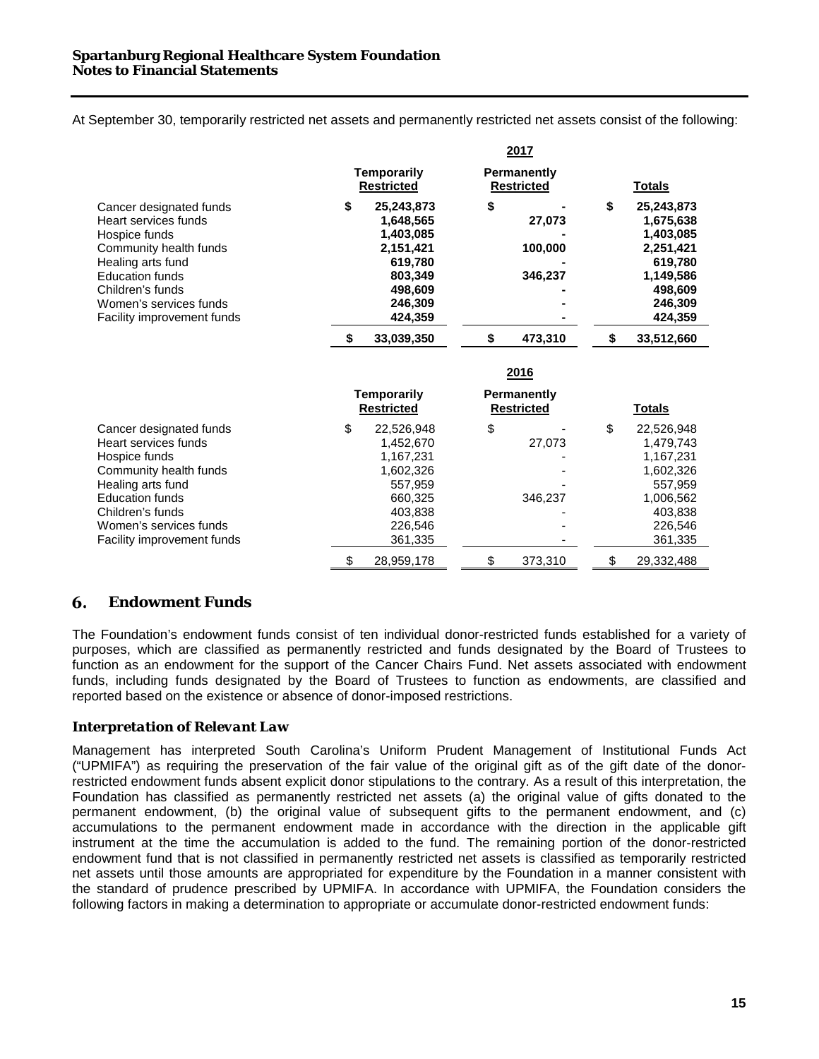At September 30, temporarily restricted net assets and permanently restricted net assets consist of the following:

| | 2017 | | |
|---|---|---|---|
| | Temporarily Restricted | Permanently Restricted | Totals |
| Cancer designated funds | $ 25,243,873 | $ - | $ 25,243,873 |
| Heart services funds | 1,648,565 | 27,073 | 1,675,638 |
| Hospice funds | 1,403,085 | - | 1,403,085 |
| Community health funds | 2,151,421 | 100,000 | 2,251,421 |
| Healing arts fund | 619,780 | - | 619,780 |
| Education funds | 803,349 | 346,237 | 1,149,586 |
| Children's funds | 498,609 | - | 498,609 |
| Women's services funds | 246,309 | - | 246,309 |
| Facility improvement funds | 424,359 | - | 424,359 |
| | $ 33,039,350 | $ 473,310 | $ 33,512,660 |

| | 2016 | | |
|---|---|---|---|
| | Temporarily Restricted | Permanently Restricted | Totals |
| Cancer designated funds | $ 22,526,948 | $ - | $ 22,526,948 |
| Heart services funds | 1,452,670 | 27,073 | 1,479,743 |
| Hospice funds | 1,167,231 | - | 1,167,231 |
| Community health funds | 1,602,326 | - | 1,602,326 |
| Healing arts fund | 557,959 | - | 557,959 |
| Education funds | 660,325 | 346,237 | 1,006,562 |
| Children's funds | 403,838 | - | 403,838 |
| Women's services funds | 226,546 | - | 226,546 |
| Facility improvement funds | 361,335 | - | 361,335 |
| | $ 28,959,178 | $ 373,310 | $ 29,332,488 |

## 6. Endowment Funds

The Foundation's endowment funds consist of ten individual donor-restricted funds established for a variety of purposes, which are classified as permanently restricted and funds designated by the Board of Trustees to function as an endowment for the support of the Cancer Chairs Fund. Net assets associated with endowment funds, including funds designated by the Board of Trustees to function as endowments, are classified and reported based on the existence or absence of donor-imposed restrictions.

### *Interpretation of Relevant Law*

Management has interpreted South Carolina's Uniform Prudent Management of Institutional Funds Act ("UPMIFA") as requiring the preservation of the fair value of the original gift as of the gift date of the donor-restricted endowment funds absent explicit donor stipulations to the contrary. As a result of this interpretation, the Foundation has classified as permanently restricted net assets (a) the original value of gifts donated to the permanent endowment, (b) the original value of subsequent gifts to the permanent endowment, and (c) accumulations to the permanent endowment made in accordance with the direction in the applicable gift instrument at the time the accumulation is added to the fund. The remaining portion of the donor-restricted endowment fund that is not classified in permanently restricted net assets is classified as temporarily restricted net assets until those amounts are appropriated for expenditure by the Foundation in a manner consistent with the standard of prudence prescribed by UPMIFA. In accordance with UPMIFA, the Foundation considers the following factors in making a determination to appropriate or accumulate donor-restricted endowment funds: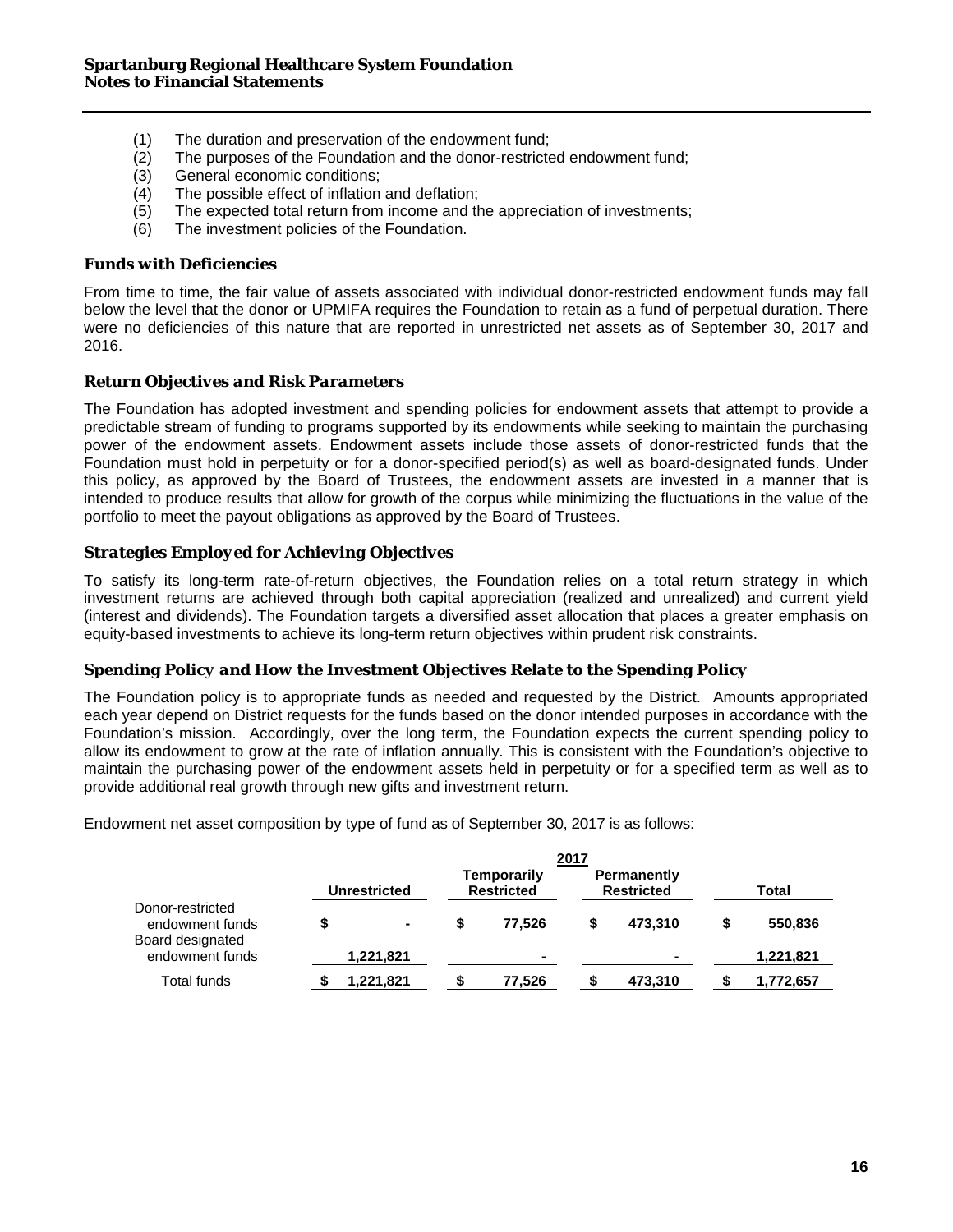(1) The duration and preservation of the endowment fund;
(2) The purposes of the Foundation and the donor-restricted endowment fund;
(3) General economic conditions;
(4) The possible effect of inflation and deflation;
(5) The expected total return from income and the appreciation of investments;
(6) The investment policies of the Foundation.

### Funds with Deficiencies

From time to time, the fair value of assets associated with individual donor-restricted endowment funds may fall below the level that the donor or UPMIFA requires the Foundation to retain as a fund of perpetual duration. There were no deficiencies of this nature that are reported in unrestricted net assets as of September 30, 2017 and 2016.

### Return Objectives and Risk Parameters

The Foundation has adopted investment and spending policies for endowment assets that attempt to provide a predictable stream of funding to programs supported by its endowments while seeking to maintain the purchasing power of the endowment assets. Endowment assets include those assets of donor-restricted funds that the Foundation must hold in perpetuity or for a donor-specified period(s) as well as board-designated funds. Under this policy, as approved by the Board of Trustees, the endowment assets are invested in a manner that is intended to produce results that allow for growth of the corpus while minimizing the fluctuations in the value of the portfolio to meet the payout obligations as approved by the Board of Trustees.

### Strategies Employed for Achieving Objectives

To satisfy its long-term rate-of-return objectives, the Foundation relies on a total return strategy in which investment returns are achieved through both capital appreciation (realized and unrealized) and current yield (interest and dividends). The Foundation targets a diversified asset allocation that places a greater emphasis on equity-based investments to achieve its long-term return objectives within prudent risk constraints.

### Spending Policy and How the Investment Objectives Relate to the Spending Policy

The Foundation policy is to appropriate funds as needed and requested by the District. Amounts appropriated each year depend on District requests for the funds based on the donor intended purposes in accordance with the Foundation's mission. Accordingly, over the long term, the Foundation expects the current spending policy to allow its endowment to grow at the rate of inflation annually. This is consistent with the Foundation's objective to maintain the purchasing power of the endowment assets held in perpetuity or for a specified term as well as to provide additional real growth through new gifts and investment return.

Endowment net asset composition by type of fund as of September 30, 2017 is as follows:

| | 2017 | | | |
|---|---|---|---|---|
| | Unrestricted | Temporarily Restricted | Permanently Restricted | Total |
| Donor-restricted endowment funds | $ - | $ 77,526 | $ 473,310 | $ 550,836 |
| Board designated endowment funds | 1,221,821 | - | - | 1,221,821 |
| Total funds | $ 1,221,821 | $ 77,526 | $ 473,310 | $ 1,772,657 |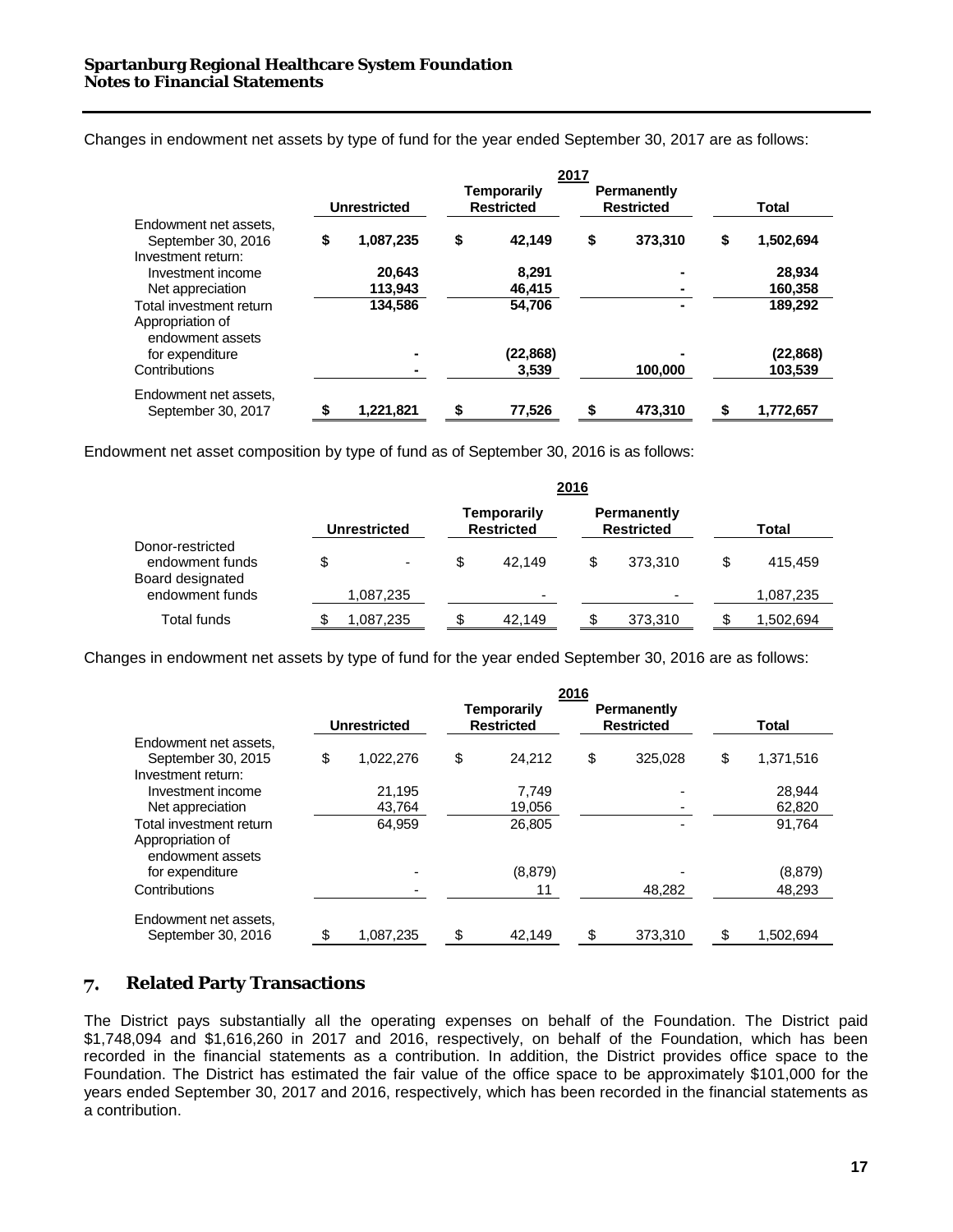Changes in endowment net assets by type of fund for the year ended September 30, 2017 are as follows:

| | 2017 | | | |
|---|---|---|---|---|
| | **Unrestricted** | **Temporarily Restricted** | **Permanently Restricted** | **Total** |
| Endowment net assets, September 30, 2016 | **$ 1,087,235** | **$ 42,149** | **$ 373,310** | **$ 1,502,694** |
| Investment return: | | | | |
| Investment income | **20,643** | **8,291** | **-** | **28,934** |
| Net appreciation | **113,943** | **46,415** | **-** | **160,358** |
| Total investment return | **134,586** | **54,706** | **-** | **189,292** |
| Appropriation of endowment assets for expenditure | **-** | **(22,868)** | **-** | **(22,868)** |
| Contributions | **-** | **3,539** | **100,000** | **103,539** |
| Endowment net assets, September 30, 2017 | **$ 1,221,821** | **$ 77,526** | **$ 473,310** | **$ 1,772,657** |

Endowment net asset composition by type of fund as of September 30, 2016 is as follows:

| | 2016 | | | |
|---|---|---|---|---|
| | **Unrestricted** | **Temporarily Restricted** | **Permanently Restricted** | **Total** |
| Donor-restricted endowment funds | $ - | $ 42,149 | $ 373,310 | $ 415,459 |
| Board designated endowment funds | 1,087,235 | - | - | 1,087,235 |
| Total funds | $ 1,087,235 | $ 42,149 | $ 373,310 | $ 1,502,694 |

Changes in endowment net assets by type of fund for the year ended September 30, 2016 are as follows:

| | 2016 | | | |
|---|---|---|---|---|
| | **Unrestricted** | **Temporarily Restricted** | **Permanently Restricted** | **Total** |
| Endowment net assets, September 30, 2015 | $ 1,022,276 | $ 24,212 | $ 325,028 | $ 1,371,516 |
| Investment return: | | | | |
| Investment income | 21,195 | 7,749 | - | 28,944 |
| Net appreciation | 43,764 | 19,056 | - | 62,820 |
| Total investment return | 64,959 | 26,805 | - | 91,764 |
| Appropriation of endowment assets for expenditure | - | (8,879) | - | (8,879) |
| Contributions | - | 11 | 48,282 | 48,293 |
| Endowment net assets, September 30, 2016 | $ 1,087,235 | $ 42,149 | $ 373,310 | $ 1,502,694 |

## 7. Related Party Transactions

The District pays substantially all the operating expenses on behalf of the Foundation. The District paid $1,748,094 and $1,616,260 in 2017 and 2016, respectively, on behalf of the Foundation, which has been recorded in the financial statements as a contribution. In addition, the District provides office space to the Foundation. The District has estimated the fair value of the office space to be approximately $101,000 for the years ended September 30, 2017 and 2016, respectively, which has been recorded in the financial statements as a contribution.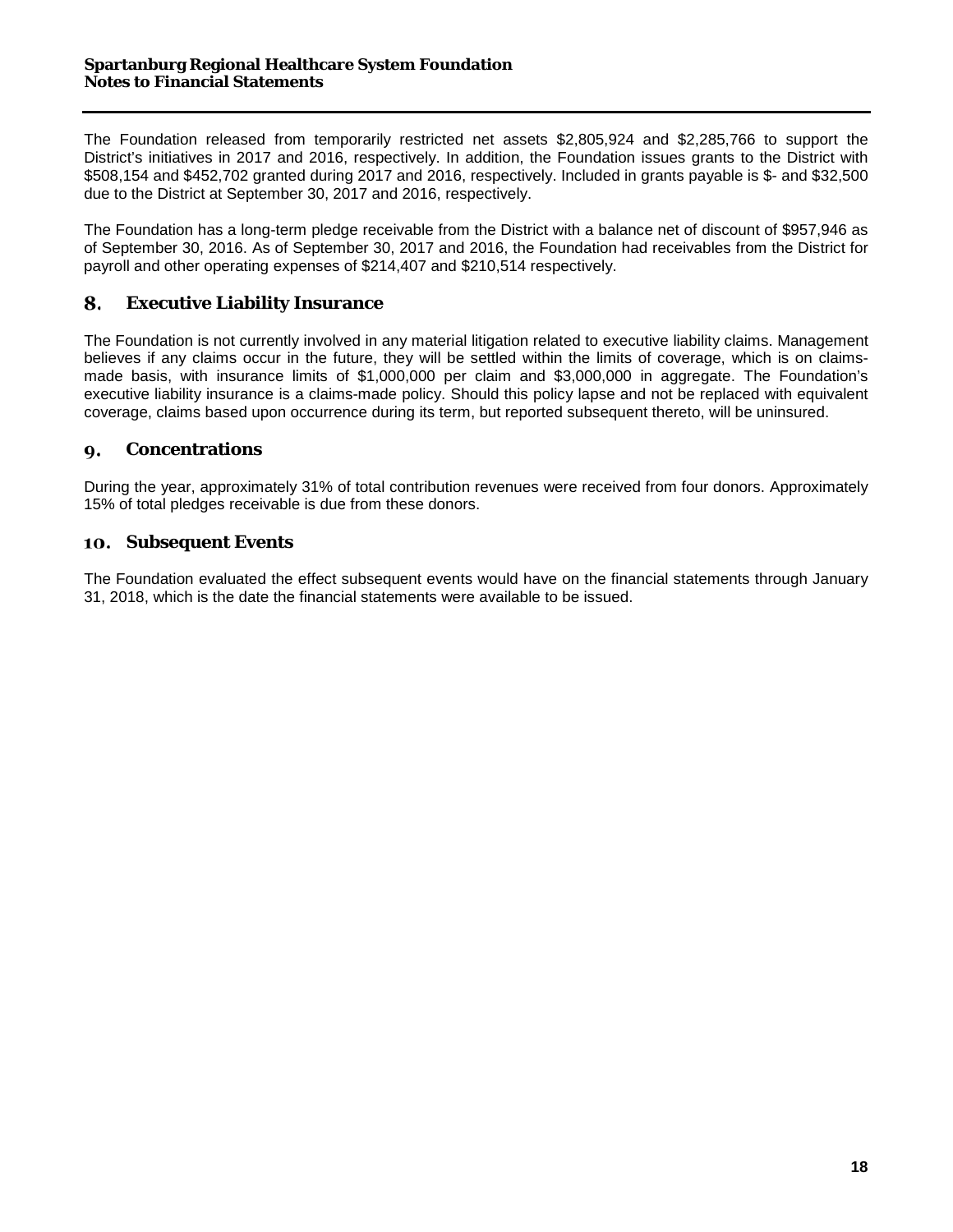The Foundation released from temporarily restricted net assets $2,805,924 and $2,285,766 to support the District's initiatives in 2017 and 2016, respectively. In addition, the Foundation issues grants to the District with $508,154 and $452,702 granted during 2017 and 2016, respectively. Included in grants payable is $- and $32,500 due to the District at September 30, 2017 and 2016, respectively.

The Foundation has a long-term pledge receivable from the District with a balance net of discount of $957,946 as of September 30, 2016. As of September 30, 2017 and 2016, the Foundation had receivables from the District for payroll and other operating expenses of $214,407 and $210,514 respectively.

## 8. Executive Liability Insurance

The Foundation is not currently involved in any material litigation related to executive liability claims. Management believes if any claims occur in the future, they will be settled within the limits of coverage, which is on claims-made basis, with insurance limits of $1,000,000 per claim and $3,000,000 in aggregate. The Foundation's executive liability insurance is a claims-made policy. Should this policy lapse and not be replaced with equivalent coverage, claims based upon occurrence during its term, but reported subsequent thereto, will be uninsured.

## 9. Concentrations

During the year, approximately 31% of total contribution revenues were received from four donors. Approximately 15% of total pledges receivable is due from these donors.

## 10. Subsequent Events

The Foundation evaluated the effect subsequent events would have on the financial statements through January 31, 2018, which is the date the financial statements were available to be issued.